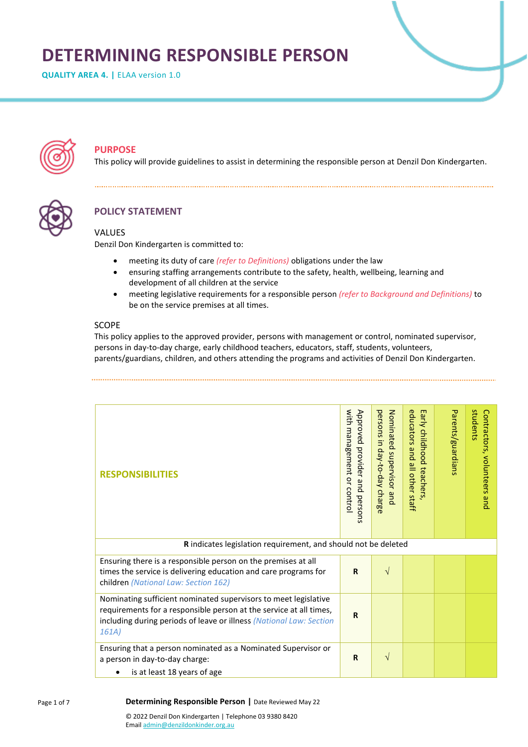# DETERMINING RESPONSIBLE PERSON

**QUALITY AREA 4. |** ELAA version 1.0

## PURPOSE

This policy will provide guidelines to assist in determining the responsible person at Denzil Don Kindergarten.

## POLICY STATEMENT

### VALUES

Denzil Don Kindergarten is committed to:

- meeting its duty of care *(refer to Definitions)* obligations under the law
- ensuring staffing arrangements contribute to the safety, health, wellbeing, learning and development of all children at the service
- meeting legislative requirements for a responsible person *(refer to Background and Definitions)* to be on the service premises at all times.

### SCOPE

This policy applies to the approved provider, persons with management or control, nominated supervisor, persons in day-to-day charge, early childhood teachers, educators, staff, students, volunteers, parents/guardians, children, and others attending the programs and activities of Denzil Don Kindergarten.

| RESPONSIBILITIES | Approved provider and persons with management or control | Nominated supervisor and persons in day-to-day charge | Early childhood teachers, educators and all other staff | Parents/guardians | Contractors, volunteers and students |
|---|---|---|---|---|---|
| **R** indicates legislation requirement, and should not be deleted | | | | | |
| Ensuring there is a responsible person on the premises at all times the service is delivering education and care programs for children *(National Law: Section 162)* | R | √ | | | |
| Nominating sufficient nominated supervisors to meet legislative requirements for a responsible person at the service at all times, including during periods of leave or illness *(National Law: Section 161A)* | R | | | | |
| Ensuring that a person nominated as a Nominated Supervisor or a person in day-to-day charge:<br>• is at least 18 years of age | R | √ | | | |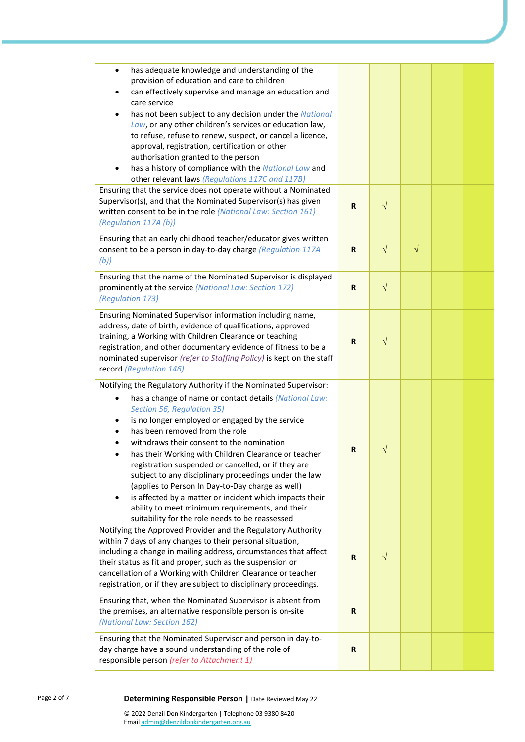| | | | | | |
|---|---|---|---|---|---|
| • has adequate knowledge and understanding of the provision of education and care to children<br>• can effectively supervise and manage an education and care service<br>• has not been subject to any decision under the *National Law*, or any other children's services or education law, to refuse, refuse to renew, suspect, or cancel a licence, approval, registration, certification or other authorisation granted to the person<br>• has a history of compliance with the *National Law* and other relevant laws *(Regulations 117C and 117B)* | | | | | |
| Ensuring that the service does not operate without a Nominated Supervisor(s), and that the Nominated Supervisor(s) has given written consent to be in the role *(National Law: Section 161) (Regulation 117A (b))* | **R** | √ | | | |
| Ensuring that an early childhood teacher/educator gives written consent to be a person in day-to-day charge *(Regulation 117A (b))* | **R** | √ | √ | | |
| Ensuring that the name of the Nominated Supervisor is displayed prominently at the service *(National Law: Section 172) (Regulation 173)* | **R** | √ | | | |
| Ensuring Nominated Supervisor information including name, address, date of birth, evidence of qualifications, approved training, a Working with Children Clearance or teaching registration, and other documentary evidence of fitness to be a nominated supervisor *(refer to Staffing Policy)* is kept on the staff record *(Regulation 146)* | **R** | √ | | | |
| Notifying the Regulatory Authority if the Nominated Supervisor:<br>• has a change of name or contact details *(National Law: Section 56, Regulation 35)*<br>• is no longer employed or engaged by the service<br>• has been removed from the role<br>• withdraws their consent to the nomination<br>• has their Working with Children Clearance or teacher registration suspended or cancelled, or if they are subject to any disciplinary proceedings under the law (applies to Person In Day-to-Day charge as well)<br>• is affected by a matter or incident which impacts their ability to meet minimum requirements, and their suitability for the role needs to be reassessed | **R** | √ | | | |
| Notifying the Approved Provider and the Regulatory Authority within 7 days of any changes to their personal situation, including a change in mailing address, circumstances that affect their status as fit and proper, such as the suspension or cancellation of a Working with Children Clearance or teacher registration, or if they are subject to disciplinary proceedings. | **R** | √ | | | |
| Ensuring that, when the Nominated Supervisor is absent from the premises, an alternative responsible person is on-site *(National Law: Section 162)* | **R** | | | | |
| Ensuring that the Nominated Supervisor and person in day-to-day charge have a sound understanding of the role of responsible person *(refer to Attachment 1)* | **R** | | | | |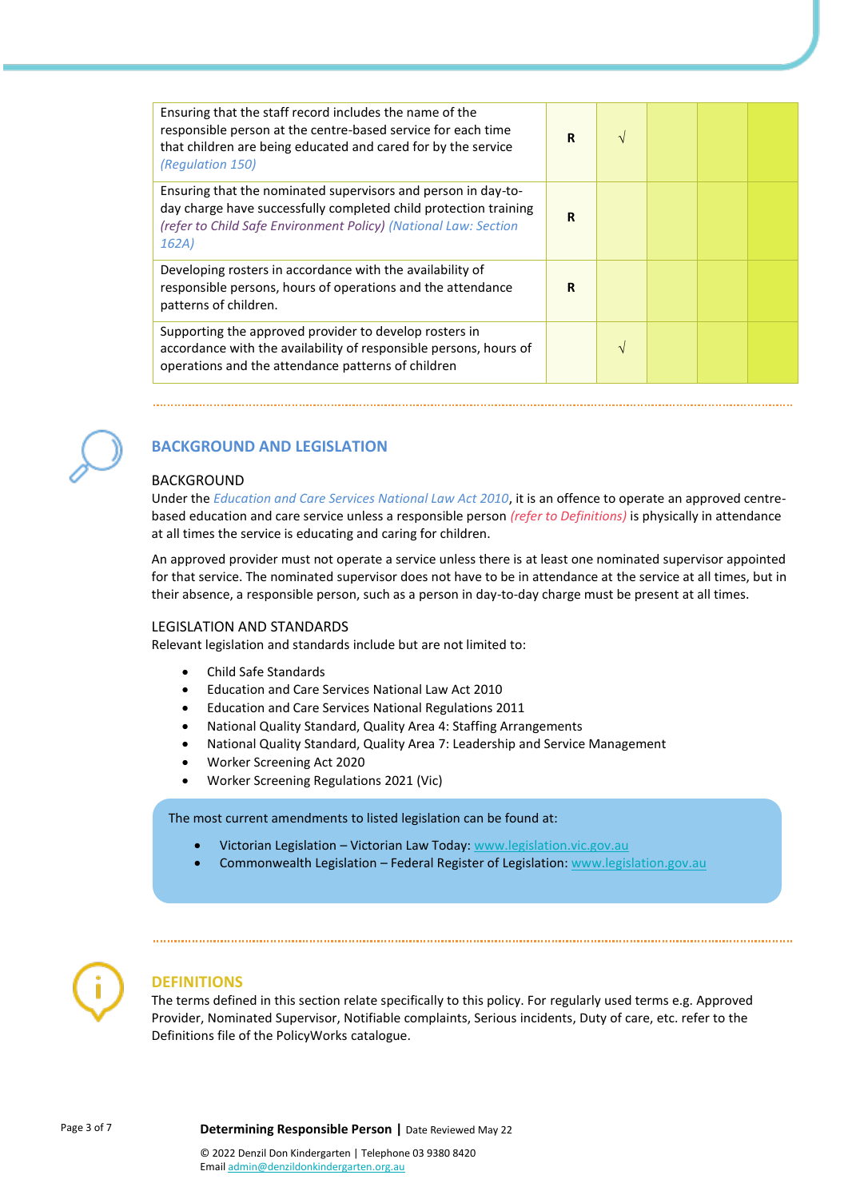| | | | | | |
|---|---|---|---|---|---|
| Ensuring that the staff record includes the name of the responsible person at the centre-based service for each time that children are being educated and cared for by the service *(Regulation 150)* | **R** | √ | | | |
| Ensuring that the nominated supervisors and person in day-to-day charge have successfully completed child protection training *(refer to Child Safe Environment Policy) (National Law: Section 162A)* | **R** | | | | |
| Developing rosters in accordance with the availability of responsible persons, hours of operations and the attendance patterns of children. | **R** | | | | |
| Supporting the approved provider to develop rosters in accordance with the availability of responsible persons, hours of operations and the attendance patterns of children | | √ | | | |

## BACKGROUND AND LEGISLATION

### BACKGROUND

Under the *Education and Care Services National Law Act 2010*, it is an offence to operate an approved centre-based education and care service unless a responsible person *(refer to Definitions)* is physically in attendance at all times the service is educating and caring for children.

An approved provider must not operate a service unless there is at least one nominated supervisor appointed for that service. The nominated supervisor does not have to be in attendance at the service at all times, but in their absence, a responsible person, such as a person in day-to-day charge must be present at all times.

### LEGISLATION AND STANDARDS

Relevant legislation and standards include but are not limited to:

- Child Safe Standards
- Education and Care Services National Law Act 2010
- Education and Care Services National Regulations 2011
- National Quality Standard, Quality Area 4: Staffing Arrangements
- National Quality Standard, Quality Area 7: Leadership and Service Management
- Worker Screening Act 2020
- Worker Screening Regulations 2021 (Vic)

The most current amendments to listed legislation can be found at:

- Victorian Legislation – Victorian Law Today: www.legislation.vic.gov.au
- Commonwealth Legislation – Federal Register of Legislation: www.legislation.gov.au

## DEFINITIONS

The terms defined in this section relate specifically to this policy. For regularly used terms e.g. Approved Provider, Nominated Supervisor, Notifiable complaints, Serious incidents, Duty of care, etc. refer to the Definitions file of the PolicyWorks catalogue.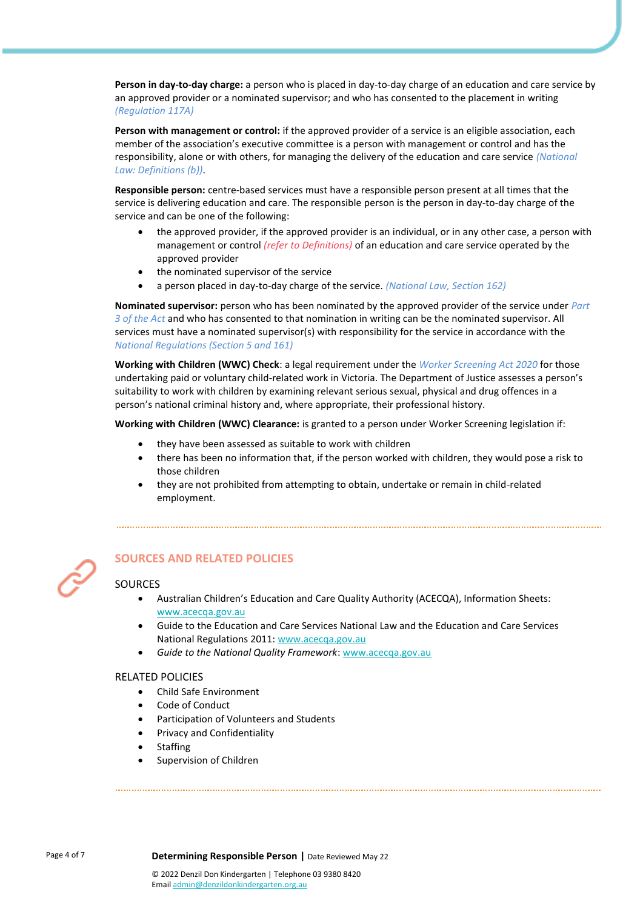**Person in day-to-day charge:** a person who is placed in day-to-day charge of an education and care service by an approved provider or a nominated supervisor; and who has consented to the placement in writing *(Regulation 117A)*

**Person with management or control:** if the approved provider of a service is an eligible association, each member of the association's executive committee is a person with management or control and has the responsibility, alone or with others, for managing the delivery of the education and care service *(National Law: Definitions (b))*.

**Responsible person:** centre-based services must have a responsible person present at all times that the service is delivering education and care. The responsible person is the person in day-to-day charge of the service and can be one of the following:

- the approved provider, if the approved provider is an individual, or in any other case, a person with management or control *(refer to Definitions)* of an education and care service operated by the approved provider
- the nominated supervisor of the service
- a person placed in day-to-day charge of the service. *(National Law, Section 162)*

**Nominated supervisor:** person who has been nominated by the approved provider of the service under *Part 3 of the Act* and who has consented to that nomination in writing can be the nominated supervisor. All services must have a nominated supervisor(s) with responsibility for the service in accordance with the *National Regulations (Section 5 and 161)*

**Working with Children (WWC) Check**: a legal requirement under the *Worker Screening Act 2020* for those undertaking paid or voluntary child-related work in Victoria. The Department of Justice assesses a person's suitability to work with children by examining relevant serious sexual, physical and drug offences in a person's national criminal history and, where appropriate, their professional history.

**Working with Children (WWC) Clearance:** is granted to a person under Worker Screening legislation if:

- they have been assessed as suitable to work with children
- there has been no information that, if the person worked with children, they would pose a risk to those children
- they are not prohibited from attempting to obtain, undertake or remain in child-related employment.

## SOURCES AND RELATED POLICIES

### SOURCES

- Australian Children's Education and Care Quality Authority (ACECQA), Information Sheets: www.acecqa.gov.au
- Guide to the Education and Care Services National Law and the Education and Care Services National Regulations 2011: www.acecqa.gov.au
- *Guide to the National Quality Framework*: www.acecqa.gov.au

### RELATED POLICIES

- Child Safe Environment
- Code of Conduct
- Participation of Volunteers and Students
- Privacy and Confidentiality
- Staffing
- Supervision of Children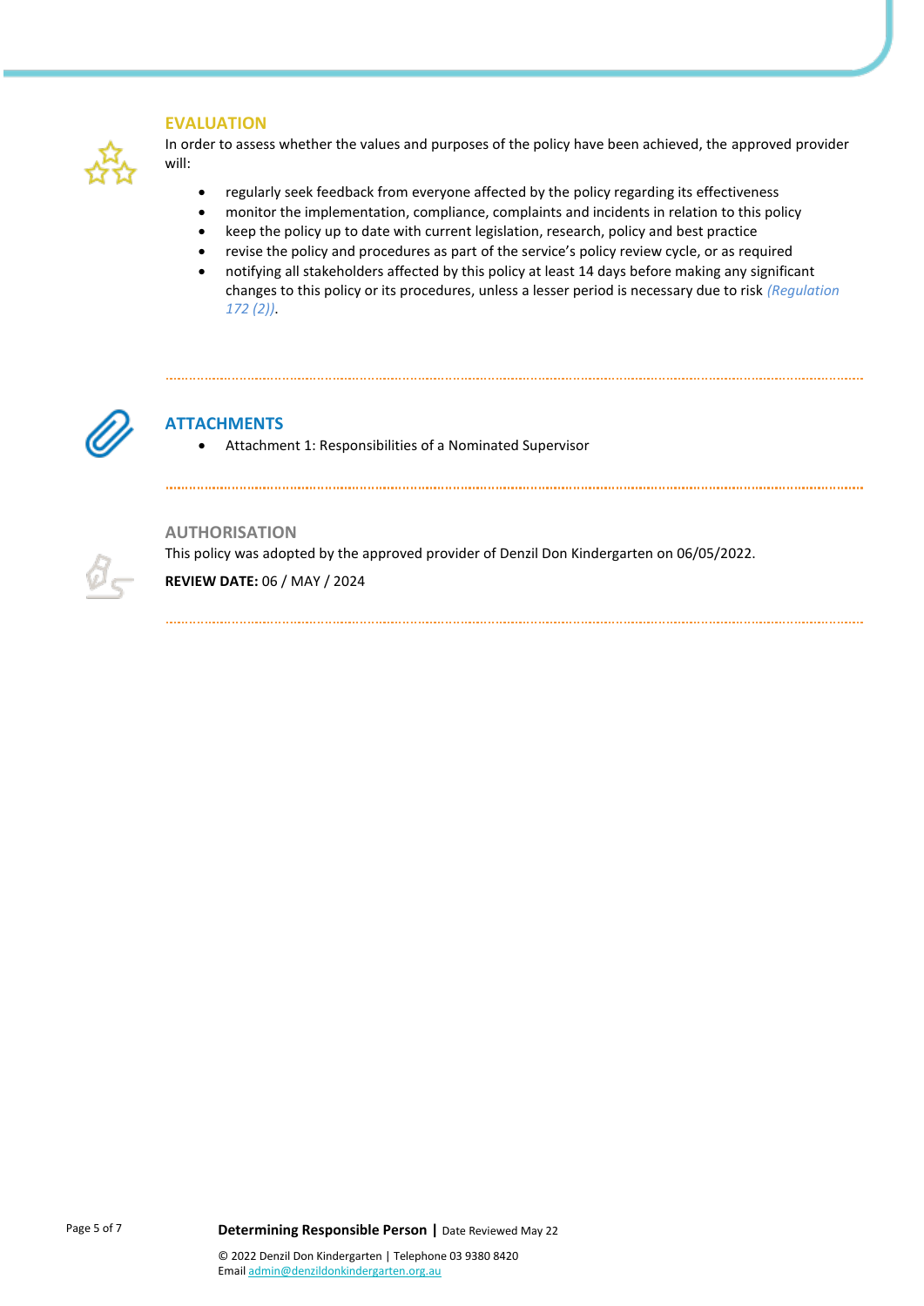## EVALUATION

In order to assess whether the values and purposes of the policy have been achieved, the approved provider will:

- regularly seek feedback from everyone affected by the policy regarding its effectiveness
- monitor the implementation, compliance, complaints and incidents in relation to this policy
- keep the policy up to date with current legislation, research, policy and best practice
- revise the policy and procedures as part of the service's policy review cycle, or as required
- notifying all stakeholders affected by this policy at least 14 days before making any significant changes to this policy or its procedures, unless a lesser period is necessary due to risk *(Regulation 172 (2))*.

## ATTACHMENTS

- Attachment 1: Responsibilities of a Nominated Supervisor

## AUTHORISATION

This policy was adopted by the approved provider of Denzil Don Kindergarten on 06/05/2022.

**REVIEW DATE:** 06 / MAY / 2024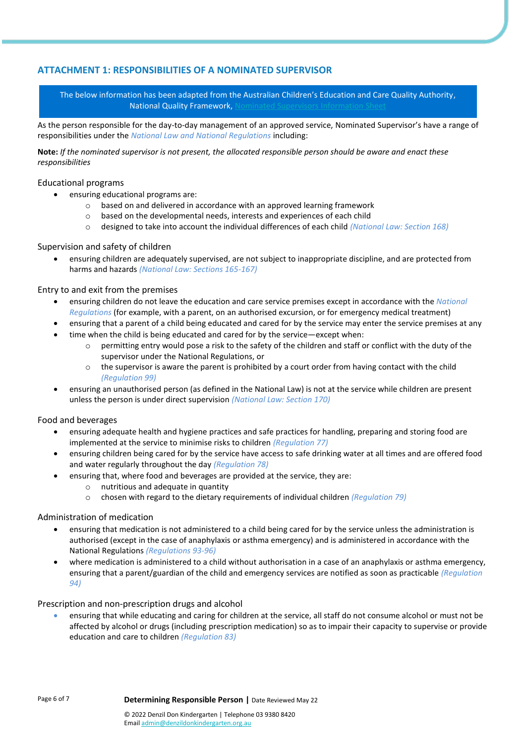## ATTACHMENT 1: RESPONSIBILITIES OF A NOMINATED SUPERVISOR

The below information has been adapted from the Australian Children's Education and Care Quality Authority, National Quality Framework, Nominated Supervisors Information Sheet

As the person responsible for the day-to-day management of an approved service, Nominated Supervisor's have a range of responsibilities under the *National Law and National Regulations* including:

**Note:** *If the nominated supervisor is not present, the allocated responsible person should be aware and enact these responsibilities*

### Educational programs

- ensuring educational programs are:
  - based on and delivered in accordance with an approved learning framework
  - based on the developmental needs, interests and experiences of each child
  - designed to take into account the individual differences of each child *(National Law: Section 168)*

### Supervision and safety of children

- ensuring children are adequately supervised, are not subject to inappropriate discipline, and are protected from harms and hazards *(National Law: Sections 165-167)*

### Entry to and exit from the premises

- ensuring children do not leave the education and care service premises except in accordance with the *National Regulations* (for example, with a parent, on an authorised excursion, or for emergency medical treatment)
- ensuring that a parent of a child being educated and cared for by the service may enter the service premises at any
- time when the child is being educated and cared for by the service—except when:
  - permitting entry would pose a risk to the safety of the children and staff or conflict with the duty of the supervisor under the National Regulations, or
  - the supervisor is aware the parent is prohibited by a court order from having contact with the child *(Regulation 99)*
- ensuring an unauthorised person (as defined in the National Law) is not at the service while children are present unless the person is under direct supervision *(National Law: Section 170)*

### Food and beverages

- ensuring adequate health and hygiene practices and safe practices for handling, preparing and storing food are implemented at the service to minimise risks to children *(Regulation 77)*
- ensuring children being cared for by the service have access to safe drinking water at all times and are offered food and water regularly throughout the day *(Regulation 78)*
- ensuring that, where food and beverages are provided at the service, they are:
  - nutritious and adequate in quantity
  - chosen with regard to the dietary requirements of individual children *(Regulation 79)*

### Administration of medication

- ensuring that medication is not administered to a child being cared for by the service unless the administration is authorised (except in the case of anaphylaxis or asthma emergency) and is administered in accordance with the National Regulations *(Regulations 93-96)*
- where medication is administered to a child without authorisation in a case of an anaphylaxis or asthma emergency, ensuring that a parent/guardian of the child and emergency services are notified as soon as practicable *(Regulation 94)*

### Prescription and non-prescription drugs and alcohol

- ensuring that while educating and caring for children at the service, all staff do not consume alcohol or must not be affected by alcohol or drugs (including prescription medication) so as to impair their capacity to supervise or provide education and care to children *(Regulation 83)*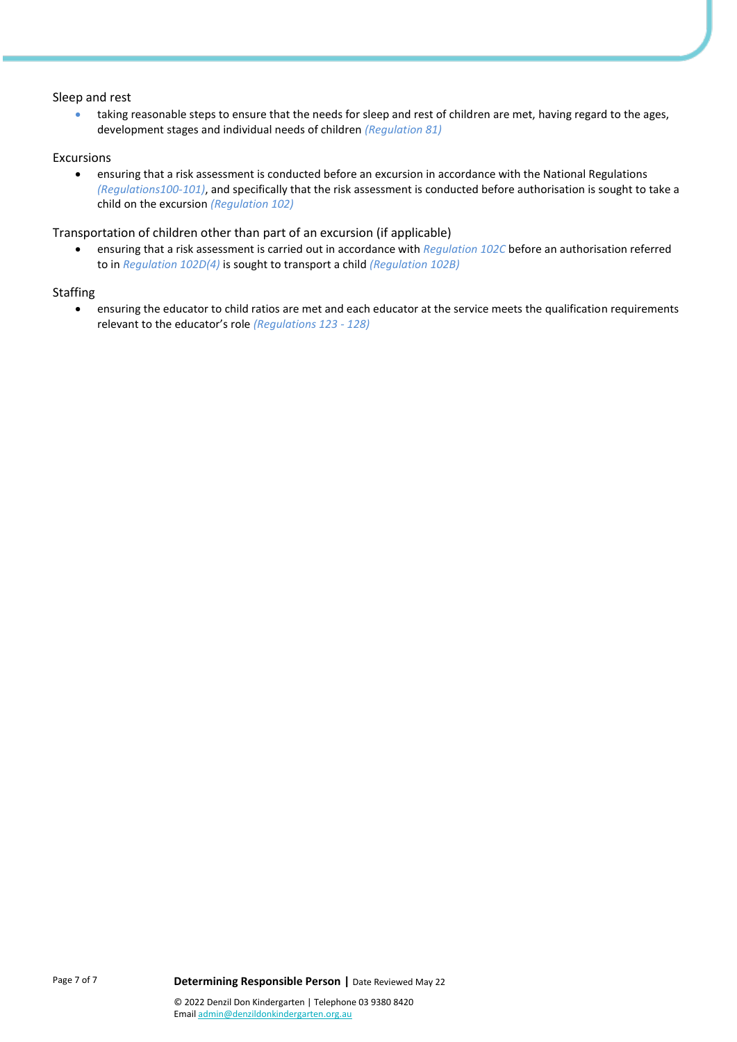Sleep and rest

- taking reasonable steps to ensure that the needs for sleep and rest of children are met, having regard to the ages, development stages and individual needs of children *(Regulation 81)*

Excursions

- ensuring that a risk assessment is conducted before an excursion in accordance with the National Regulations *(Regulations100-101)*, and specifically that the risk assessment is conducted before authorisation is sought to take a child on the excursion *(Regulation 102)*

Transportation of children other than part of an excursion (if applicable)

- ensuring that a risk assessment is carried out in accordance with *Regulation 102C* before an authorisation referred to in *Regulation 102D(4)* is sought to transport a child *(Regulation 102B)*

Staffing

- ensuring the educator to child ratios are met and each educator at the service meets the qualification requirements relevant to the educator's role *(Regulations 123 - 128)*